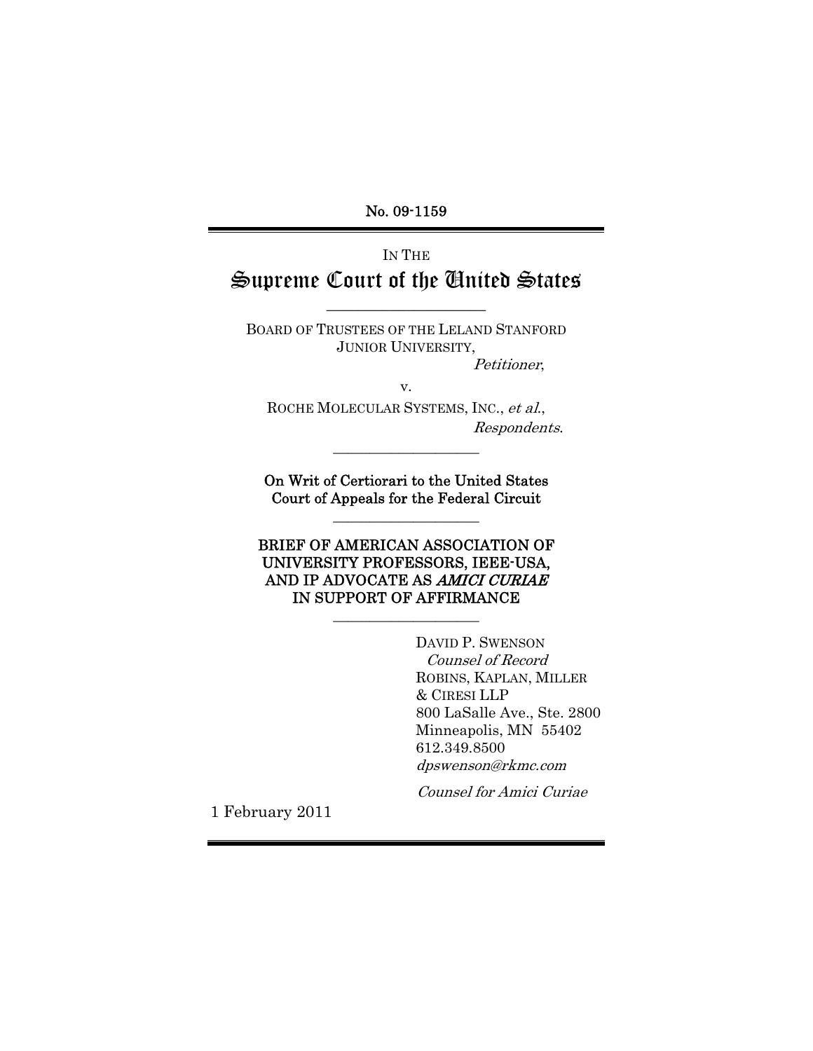No. 09-1159

IN THE

# Supreme Court of the United States

---

BOARD OF TRUSTEES OF THE LELAND STANFORD JUNIOR UNIVERSITY,

*Petitioner*,

v.

ROCHE MOLECULAR SYSTEMS, INC., *et al*.,

*Respondents*.

---

**On Writ of Certiorari to the United States Court of Appeals for the Federal Circuit**

---

**BRIEF OF AMERICAN ASSOCIATION OF UNIVERSITY PROFESSORS, IEEE-USA, AND IP ADVOCATE AS *AMICI CURIAE* IN SUPPORT OF AFFIRMANCE**

---

DAVID P. SWENSON
*Counsel of Record*
ROBINS, KAPLAN, MILLER & CIRESI LLP
800 LaSalle Ave., Ste. 2800
Minneapolis, MN 55402
612.349.8500
*dpswenson@rkmc.com*

*Counsel for Amici Curiae*

1 February 2011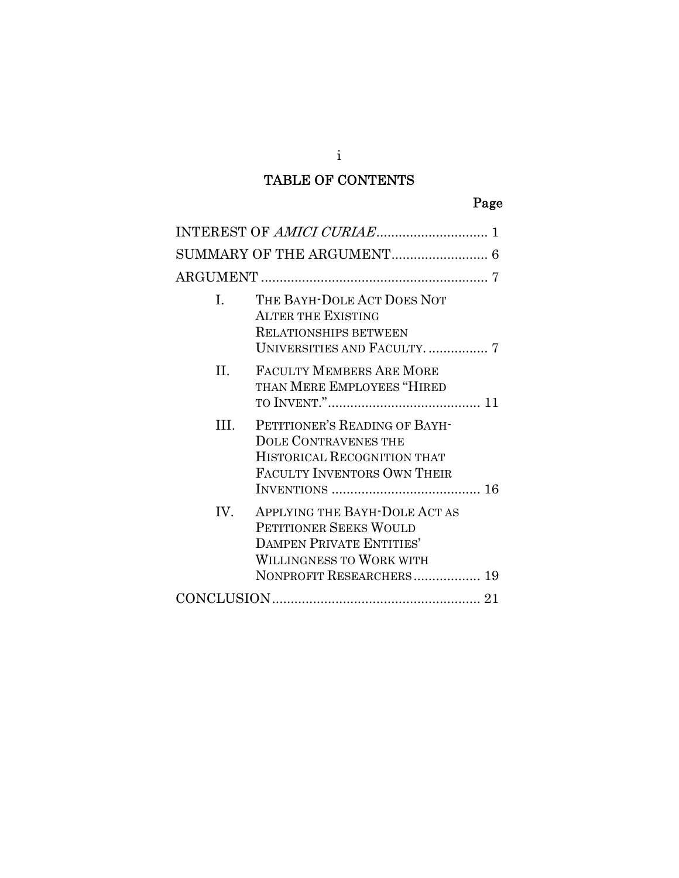# TABLE OF CONTENTS

| | | Page |
|---|---|---|
| INTEREST OF *AMICI CURIAE* | | 1 |
| SUMMARY OF THE ARGUMENT | | 6 |
| ARGUMENT | | 7 |
| I. | THE BAYH-DOLE ACT DOES NOT ALTER THE EXISTING RELATIONSHIPS BETWEEN UNIVERSITIES AND FACULTY. | 7 |
| II. | FACULTY MEMBERS ARE MORE THAN MERE EMPLOYEES "HIRED TO INVENT." | 11 |
| III. | PETITIONER'S READING OF BAYH-DOLE CONTRAVENES THE HISTORICAL RECOGNITION THAT FACULTY INVENTORS OWN THEIR INVENTIONS | 16 |
| IV. | APPLYING THE BAYH-DOLE ACT AS PETITIONER SEEKS WOULD DAMPEN PRIVATE ENTITIES' WILLINGNESS TO WORK WITH NONPROFIT RESEARCHERS | 19 |
| CONCLUSION | | 21 |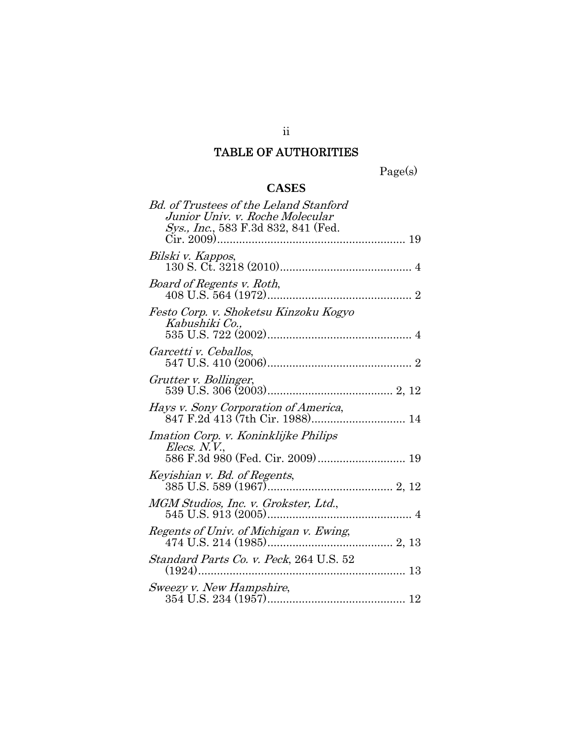# TABLE OF AUTHORITIES

Page(s)

## CASES

*Bd. of Trustees of the Leland Stanford Junior Univ. v. Roche Molecular Sys., Inc.*, 583 F.3d 832, 841 (Fed. Cir. 2009) ........ 19

*Bilski v. Kappos*, 130 S. Ct. 3218 (2010) ........ 4

*Board of Regents v. Roth*, 408 U.S. 564 (1972) ........ 2

*Festo Corp. v. Shoketsu Kinzoku Kogyo Kabushiki Co.*, 535 U.S. 722 (2002) ........ 4

*Garcetti v. Ceballos*, 547 U.S. 410 (2006) ........ 2

*Grutter v. Bollinger*, 539 U.S. 306 (2003) ........ 2, 12

*Hays v. Sony Corporation of America*, 847 F.2d 413 (7th Cir. 1988) ........ 14

*Imation Corp. v. Koninklijke Philips Elecs. N.V.*, 586 F.3d 980 (Fed. Cir. 2009) ........ 19

*Keyishian v. Bd. of Regents*, 385 U.S. 589 (1967) ........ 2, 12

*MGM Studios, Inc. v. Grokster, Ltd.*, 545 U.S. 913 (2005) ........ 4

*Regents of Univ. of Michigan v. Ewing*, 474 U.S. 214 (1985) ........ 2, 13

*Standard Parts Co. v. Peck*, 264 U.S. 52 (1924) ........ 13

*Sweezy v. New Hampshire*, 354 U.S. 234 (1957) ........ 12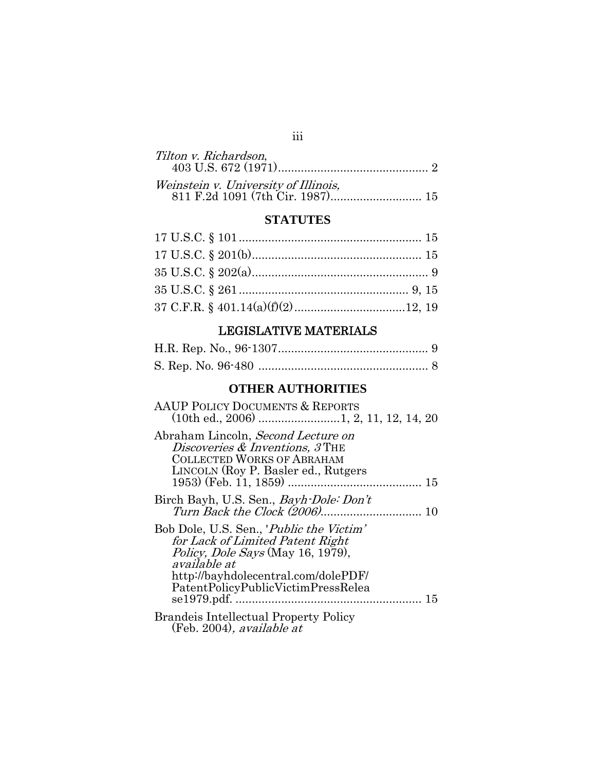*Tilton v. Richardson*,
403 U.S. 672 (1971)............................................ 2

*Weinstein v. University of Illinois,*
811 F.2d 1091 (7th Cir. 1987)........................... 15

## STATUTES

17 U.S.C. § 101....................................................... 15

17 U.S.C. § 201(b).................................................... 15

35 U.S.C. § 202(a)...................................................... 9

35 U.S.C. § 261.................................................. 9, 15

37 C.F.R. § 401.14(a)(f)(2).................................12, 19

## LEGISLATIVE MATERIALS

H.R. Rep. No., 96-1307............................................. 9

S. Rep. No. 96-480 .................................................... 8

## OTHER AUTHORITIES

AAUP POLICY DOCUMENTS & REPORTS
(10th ed., 2006) ........................1, 2, 11, 12, 14, 20

Abraham Lincoln, *Second Lecture on Discoveries & Inventions, 3* THE COLLECTED WORKS OF ABRAHAM LINCOLN (Roy P. Basler ed., Rutgers 1953) (Feb. 11, 1859) ........................................ 15

Birch Bayh, U.S. Sen., *Bayh-Dole: Don't Turn Back the Clock (2006)*.............................. 10

Bob Dole, U.S. Sen., '*Public the Victim' for Lack of Limited Patent Right Policy, Dole Says* (May 16, 1979), *available at* http://bayhdolecentral.com/dolePDF/PatentPolicyPublicVictimPressRelease1979.pdf. ........................................................ 15

Brandeis Intellectual Property Policy
(Feb. 2004)*, available at*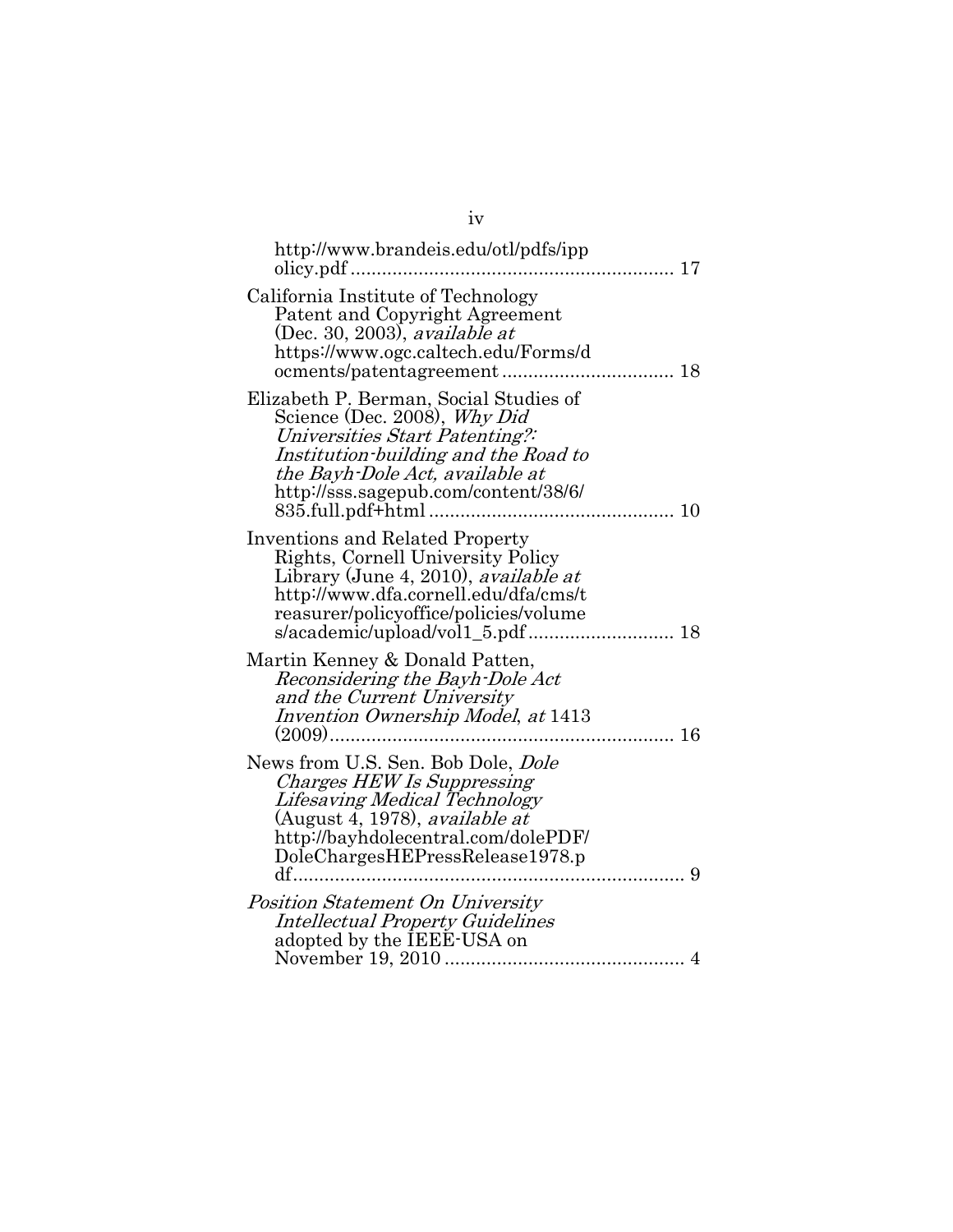http://www.brandeis.edu/otl/pdfs/ippolicy.pdf ............................................................. 17

California Institute of Technology Patent and Copyright Agreement (Dec. 30, 2003), *available at* https://www.ogc.caltech.edu/Forms/docments/patentagreement ................................ 18

Elizabeth P. Berman, Social Studies of Science (Dec. 2008), *Why Did Universities Start Patenting?: Institution-building and the Road to the Bayh-Dole Act, available at* http://sss.sagepub.com/content/38/6/835.full.pdf+html .............................................. 10

Inventions and Related Property Rights, Cornell University Policy Library (June 4, 2010), *available at* http://www.dfa.cornell.edu/dfa/cms/treasurer/policyoffice/policies/volumes/academic/upload/vol1_5.pdf ........................... 18

Martin Kenney & Donald Patten, *Reconsidering the Bayh-Dole Act and the Current University Invention Ownership Model*, *at* 1413 (2009).................................................................. 16

News from U.S. Sen. Bob Dole, *Dole Charges HEW Is Suppressing Lifesaving Medical Technology* (August 4, 1978), *available at* http://bayhdolecentral.com/dolePDF/DoleChargesHEPressRelease1978.pdf.......................................................................... 9

*Position Statement On University Intellectual Property Guidelines* adopted by the IEEE-USA on November 19, 2010 ............................................. 4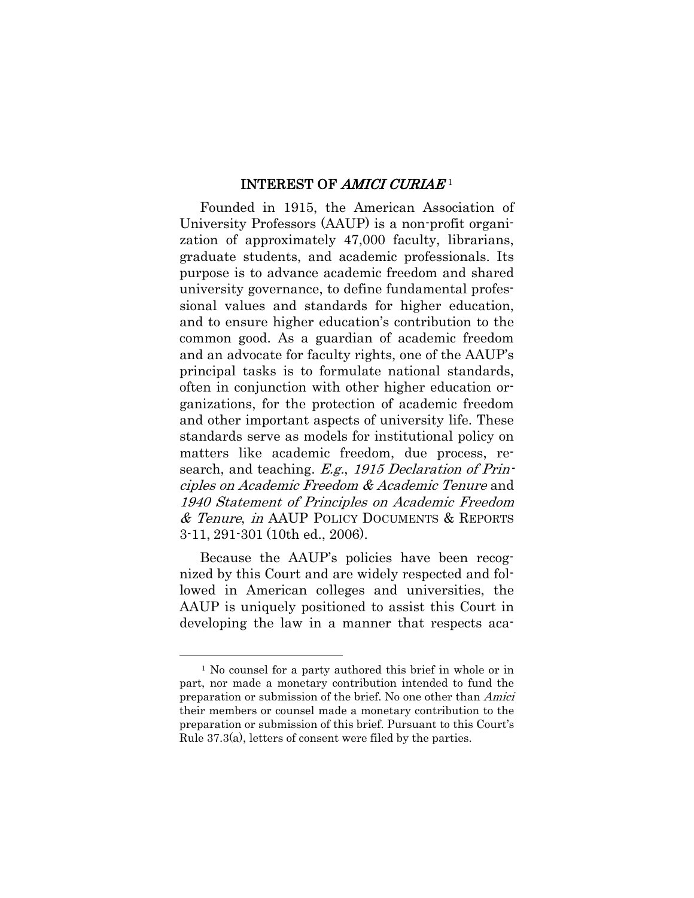## INTEREST OF *AMICI CURIAE* [1]

Founded in 1915, the American Association of University Professors (AAUP) is a non-profit organization of approximately 47,000 faculty, librarians, graduate students, and academic professionals. Its purpose is to advance academic freedom and shared university governance, to define fundamental professional values and standards for higher education, and to ensure higher education's contribution to the common good. As a guardian of academic freedom and an advocate for faculty rights, one of the AAUP's principal tasks is to formulate national standards, often in conjunction with other higher education organizations, for the protection of academic freedom and other important aspects of university life. These standards serve as models for institutional policy on matters like academic freedom, due process, research, and teaching. *E.g.*, *1915 Declaration of Principles on Academic Freedom & Academic Tenure* and *1940 Statement of Principles on Academic Freedom & Tenure*, *in* AAUP POLICY DOCUMENTS & REPORTS 3-11, 291-301 (10th ed., 2006).

Because the AAUP's policies have been recognized by this Court and are widely respected and followed in American colleges and universities, the AAUP is uniquely positioned to assist this Court in developing the law in a manner that respects aca-

---

[1] No counsel for a party authored this brief in whole or in part, nor made a monetary contribution intended to fund the preparation or submission of the brief. No one other than *Amici* their members or counsel made a monetary contribution to the preparation or submission of this brief. Pursuant to this Court's Rule 37.3(a), letters of consent were filed by the parties.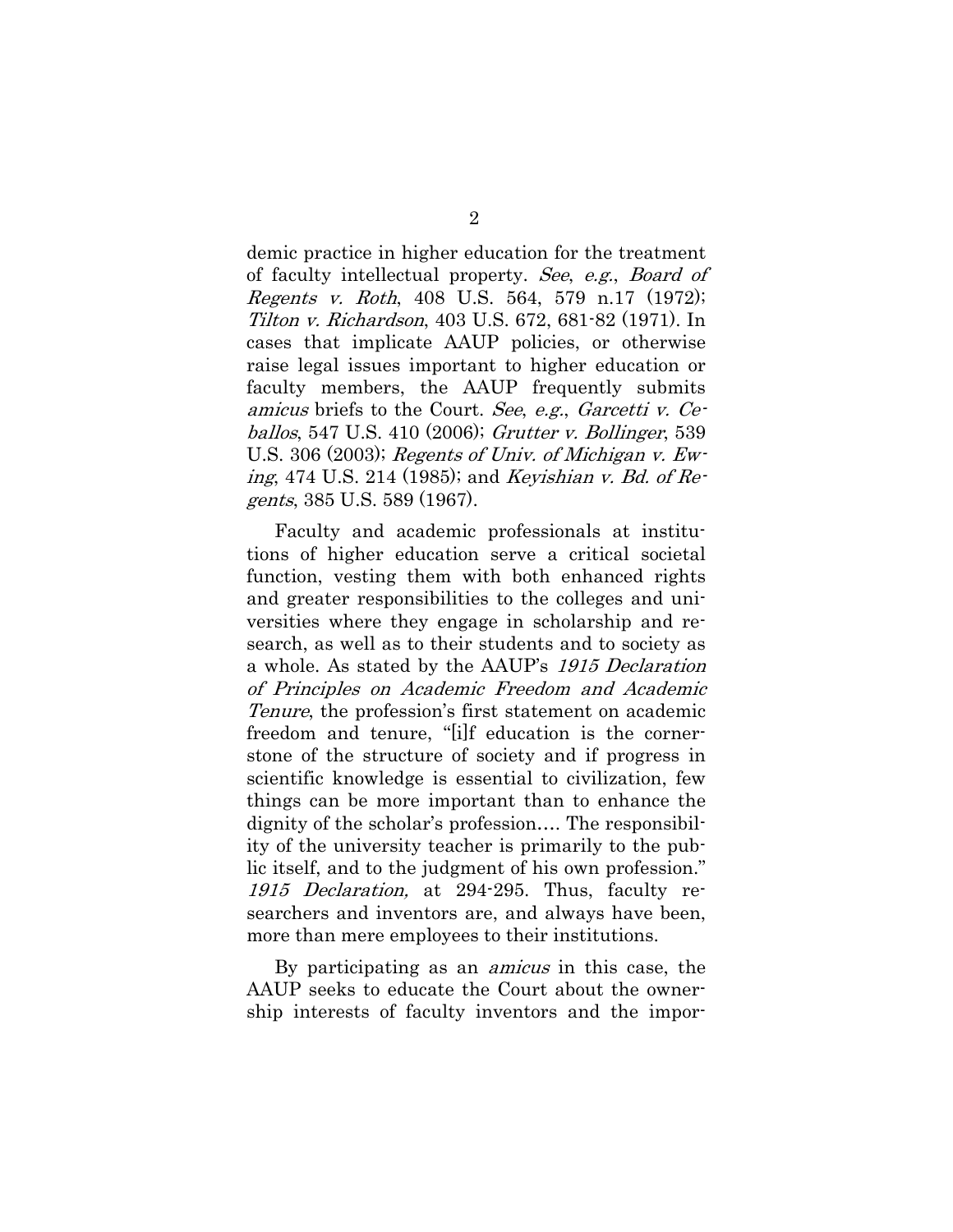demic practice in higher education for the treatment of faculty intellectual property. *See*, *e.g.*, *Board of Regents v. Roth*, 408 U.S. 564, 579 n.17 (1972); *Tilton v. Richardson*, 403 U.S. 672, 681-82 (1971). In cases that implicate AAUP policies, or otherwise raise legal issues important to higher education or faculty members, the AAUP frequently submits *amicus* briefs to the Court. *See*, *e.g.*, *Garcetti v. Ceballos*, 547 U.S. 410 (2006); *Grutter v. Bollinger*, 539 U.S. 306 (2003); *Regents of Univ. of Michigan v. Ewing*, 474 U.S. 214 (1985); and *Keyishian v. Bd. of Regents*, 385 U.S. 589 (1967).

Faculty and academic professionals at institutions of higher education serve a critical societal function, vesting them with both enhanced rights and greater responsibilities to the colleges and universities where they engage in scholarship and research, as well as to their students and to society as a whole. As stated by the AAUP's *1915 Declaration of Principles on Academic Freedom and Academic Tenure*, the profession's first statement on academic freedom and tenure, "[i]f education is the cornerstone of the structure of society and if progress in scientific knowledge is essential to civilization, few things can be more important than to enhance the dignity of the scholar's profession…. The responsibility of the university teacher is primarily to the public itself, and to the judgment of his own profession." *1915 Declaration,* at 294-295. Thus, faculty researchers and inventors are, and always have been, more than mere employees to their institutions.

By participating as an *amicus* in this case, the AAUP seeks to educate the Court about the ownership interests of faculty inventors and the impor-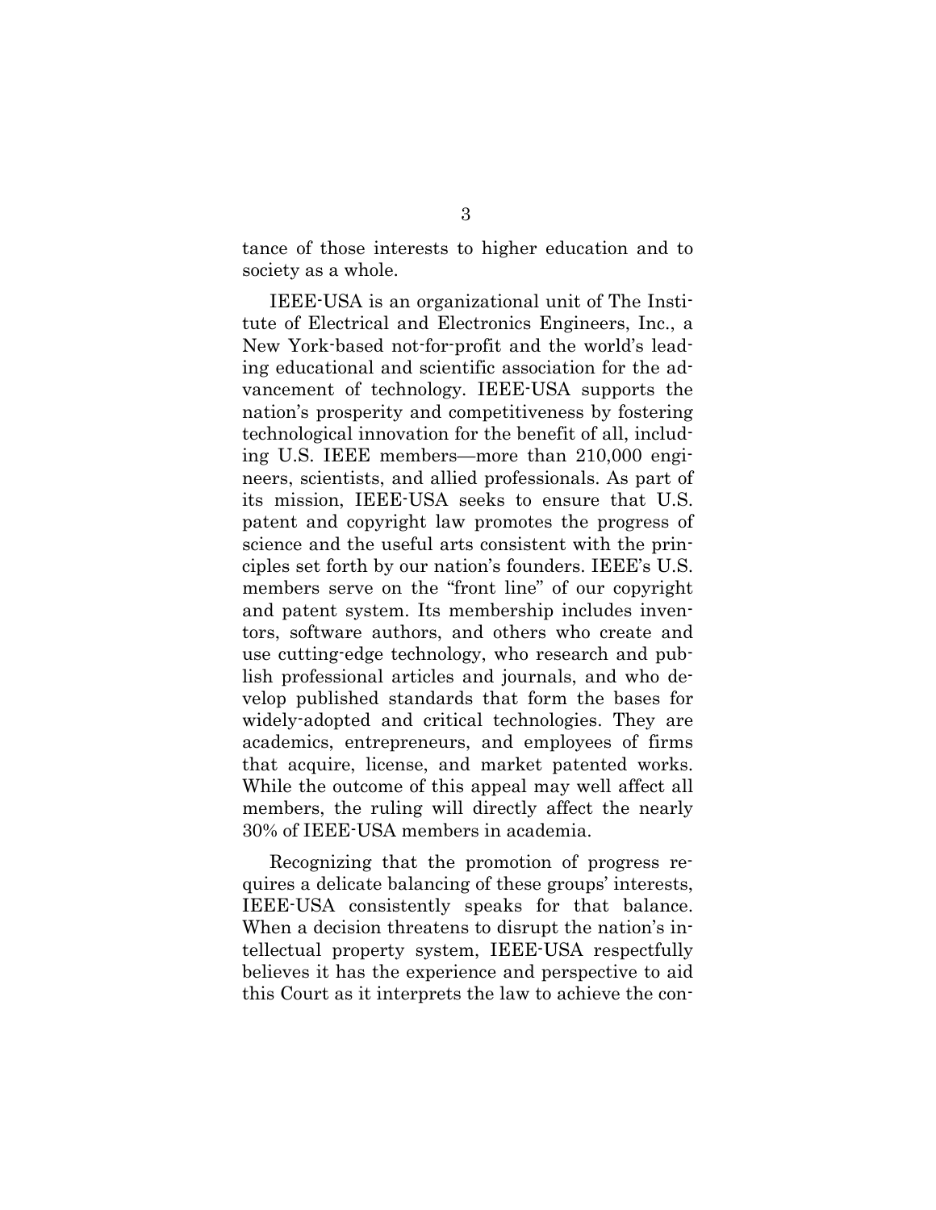tance of those interests to higher education and to society as a whole.

IEEE-USA is an organizational unit of The Institute of Electrical and Electronics Engineers, Inc., a New York-based not-for-profit and the world's leading educational and scientific association for the advancement of technology. IEEE-USA supports the nation's prosperity and competitiveness by fostering technological innovation for the benefit of all, including U.S. IEEE members—more than 210,000 engineers, scientists, and allied professionals. As part of its mission, IEEE-USA seeks to ensure that U.S. patent and copyright law promotes the progress of science and the useful arts consistent with the principles set forth by our nation's founders. IEEE's U.S. members serve on the "front line" of our copyright and patent system. Its membership includes inventors, software authors, and others who create and use cutting-edge technology, who research and publish professional articles and journals, and who develop published standards that form the bases for widely-adopted and critical technologies. They are academics, entrepreneurs, and employees of firms that acquire, license, and market patented works. While the outcome of this appeal may well affect all members, the ruling will directly affect the nearly 30% of IEEE-USA members in academia.

Recognizing that the promotion of progress requires a delicate balancing of these groups' interests, IEEE-USA consistently speaks for that balance. When a decision threatens to disrupt the nation's intellectual property system, IEEE-USA respectfully believes it has the experience and perspective to aid this Court as it interprets the law to achieve the con-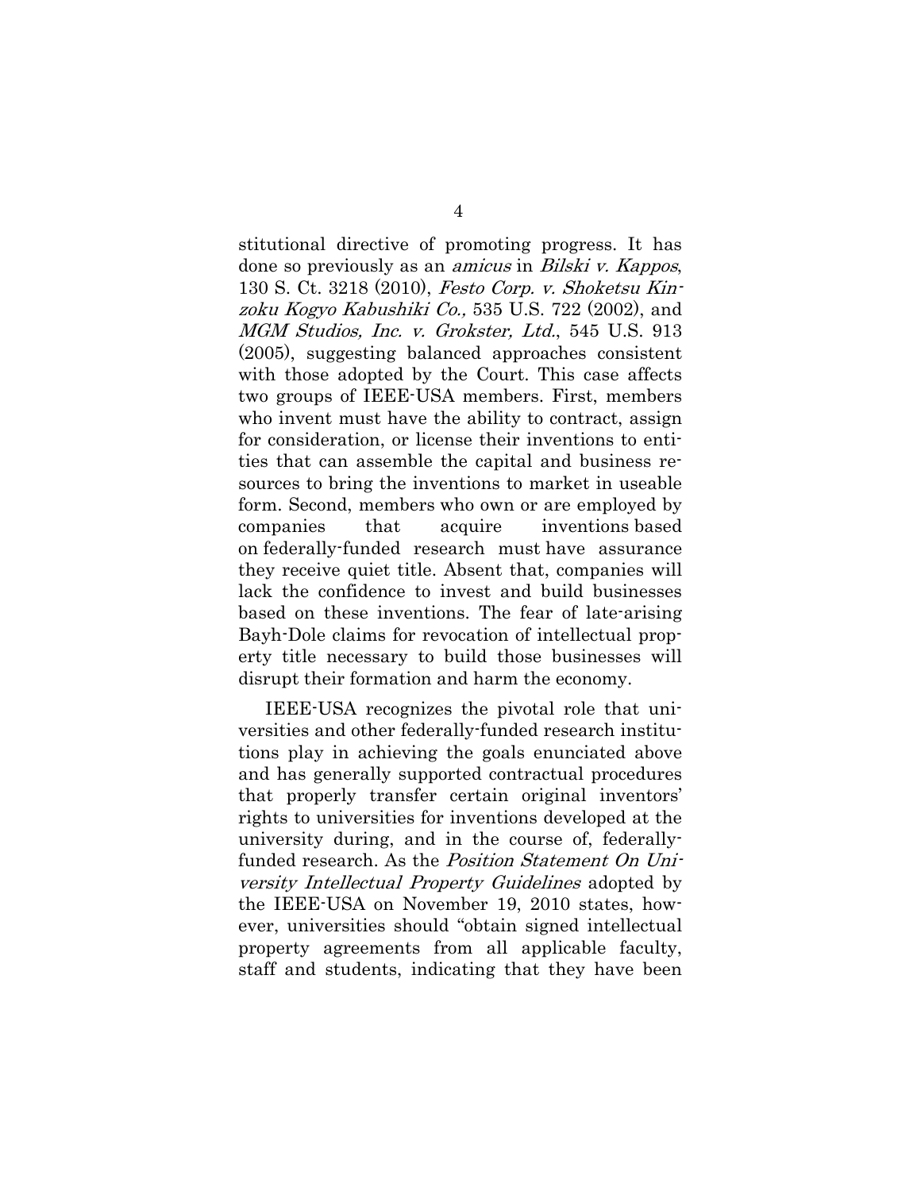stitutional directive of promoting progress. It has done so previously as an *amicus* in *Bilski v. Kappos*, 130 S. Ct. 3218 (2010), *Festo Corp. v. Shoketsu Kinzoku Kogyo Kabushiki Co.,* 535 U.S. 722 (2002), and *MGM Studios, Inc. v. Grokster, Ltd.*, 545 U.S. 913 (2005), suggesting balanced approaches consistent with those adopted by the Court. This case affects two groups of IEEE-USA members. First, members who invent must have the ability to contract, assign for consideration, or license their inventions to entities that can assemble the capital and business resources to bring the inventions to market in useable form. Second, members who own or are employed by companies that acquire inventions based on federally-funded research must have assurance they receive quiet title. Absent that, companies will lack the confidence to invest and build businesses based on these inventions. The fear of late-arising Bayh-Dole claims for revocation of intellectual property title necessary to build those businesses will disrupt their formation and harm the economy.

IEEE-USA recognizes the pivotal role that universities and other federally-funded research institutions play in achieving the goals enunciated above and has generally supported contractual procedures that properly transfer certain original inventors' rights to universities for inventions developed at the university during, and in the course of, federally-funded research. As the *Position Statement On University Intellectual Property Guidelines* adopted by the IEEE-USA on November 19, 2010 states, however, universities should "obtain signed intellectual property agreements from all applicable faculty, staff and students, indicating that they have been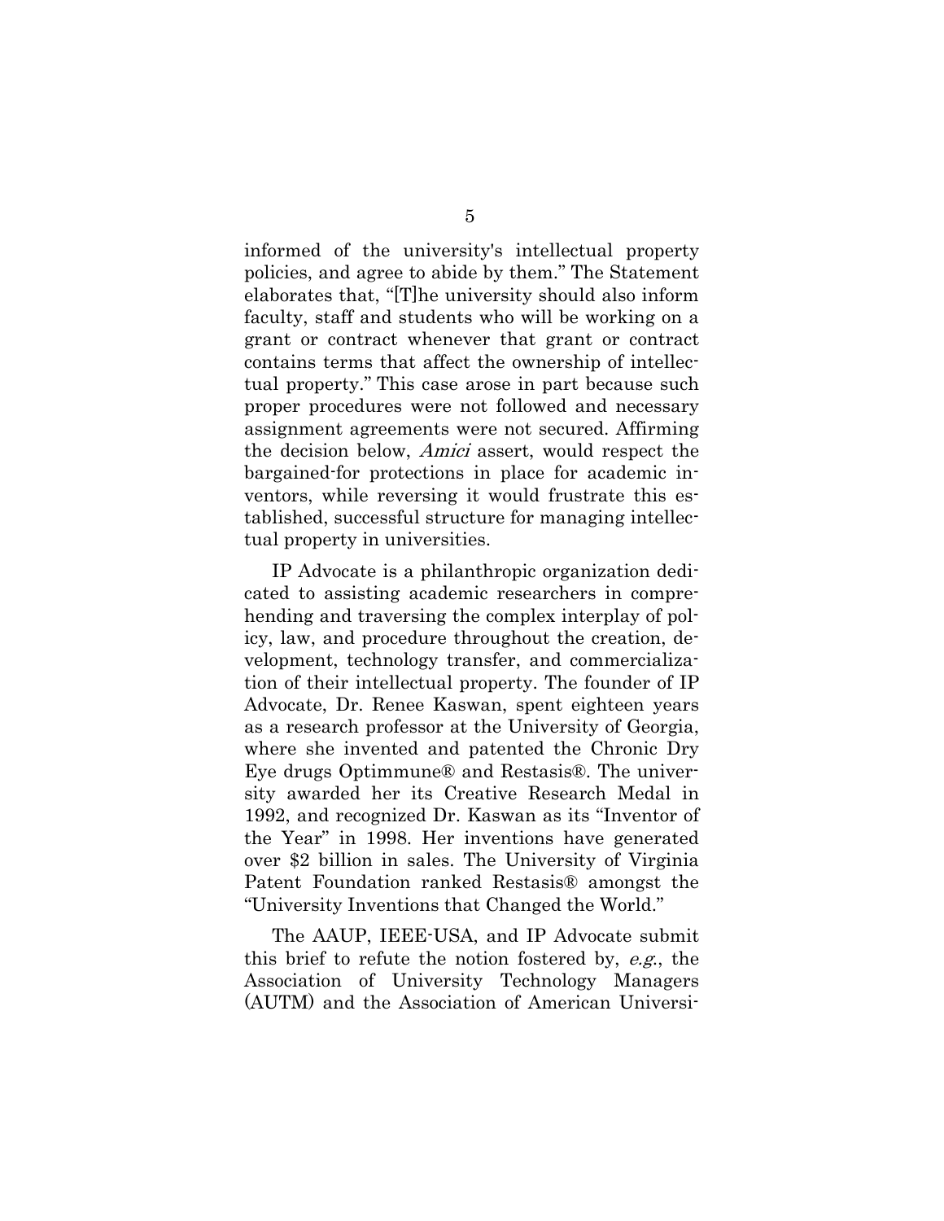informed of the university's intellectual property policies, and agree to abide by them." The Statement elaborates that, "[T]he university should also inform faculty, staff and students who will be working on a grant or contract whenever that grant or contract contains terms that affect the ownership of intellectual property." This case arose in part because such proper procedures were not followed and necessary assignment agreements were not secured. Affirming the decision below, *Amici* assert, would respect the bargained-for protections in place for academic inventors, while reversing it would frustrate this established, successful structure for managing intellectual property in universities.

IP Advocate is a philanthropic organization dedicated to assisting academic researchers in comprehending and traversing the complex interplay of policy, law, and procedure throughout the creation, development, technology transfer, and commercialization of their intellectual property. The founder of IP Advocate, Dr. Renee Kaswan, spent eighteen years as a research professor at the University of Georgia, where she invented and patented the Chronic Dry Eye drugs Optimmune® and Restasis®. The university awarded her its Creative Research Medal in 1992, and recognized Dr. Kaswan as its "Inventor of the Year" in 1998. Her inventions have generated over $2 billion in sales. The University of Virginia Patent Foundation ranked Restasis® amongst the "University Inventions that Changed the World."

The AAUP, IEEE-USA, and IP Advocate submit this brief to refute the notion fostered by, *e.g.*, the Association of University Technology Managers (AUTM) and the Association of American Universi-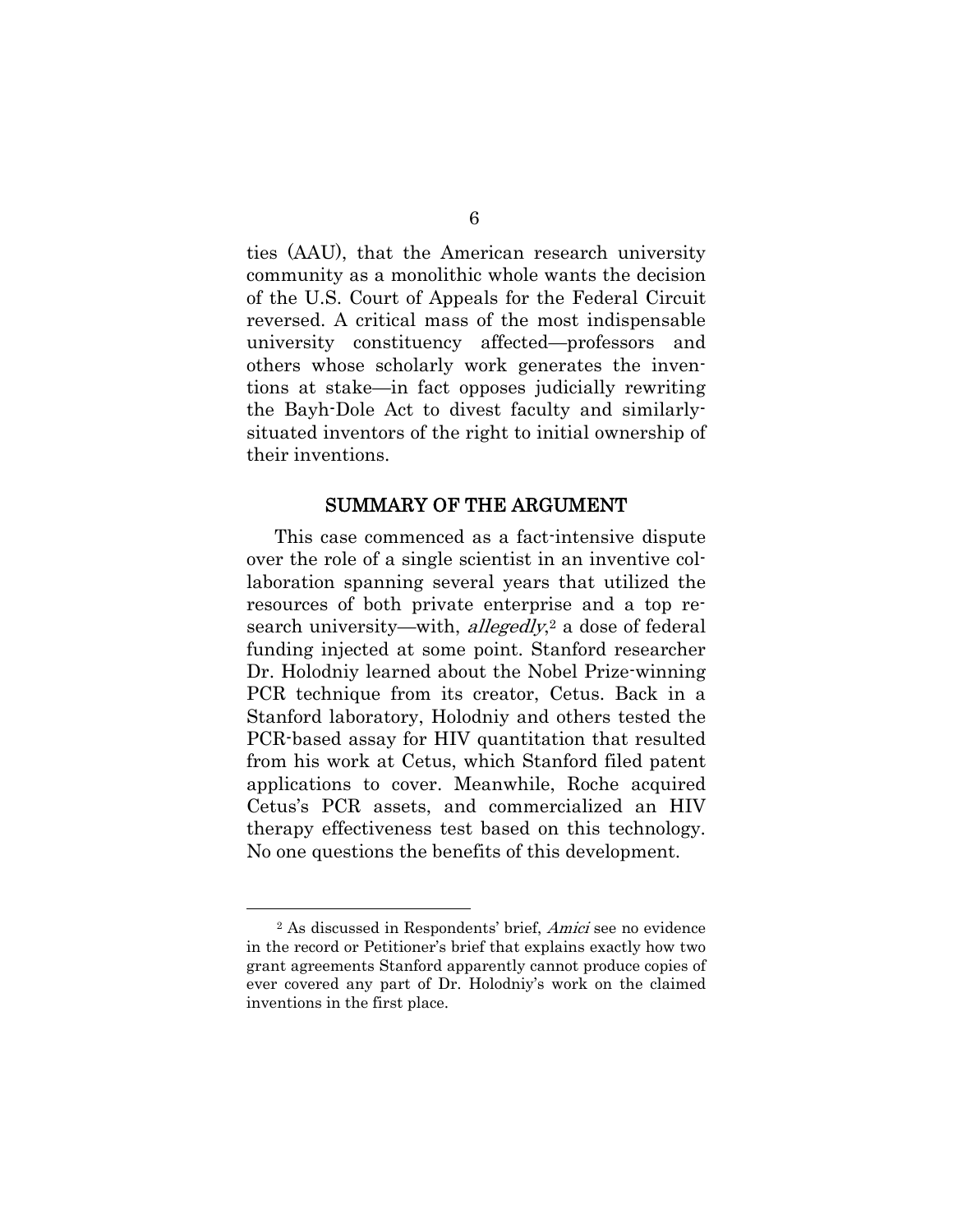ties (AAU), that the American research university community as a monolithic whole wants the decision of the U.S. Court of Appeals for the Federal Circuit reversed. A critical mass of the most indispensable university constituency affected—professors and others whose scholarly work generates the inventions at stake—in fact opposes judicially rewriting the Bayh-Dole Act to divest faculty and similarly-situated inventors of the right to initial ownership of their inventions.

## SUMMARY OF THE ARGUMENT

This case commenced as a fact-intensive dispute over the role of a single scientist in an inventive collaboration spanning several years that utilized the resources of both private enterprise and a top research university—with, *allegedly*,[2] a dose of federal funding injected at some point. Stanford researcher Dr. Holodniy learned about the Nobel Prize-winning PCR technique from its creator, Cetus. Back in a Stanford laboratory, Holodniy and others tested the PCR-based assay for HIV quantitation that resulted from his work at Cetus, which Stanford filed patent applications to cover. Meanwhile, Roche acquired Cetus's PCR assets, and commercialized an HIV therapy effectiveness test based on this technology. No one questions the benefits of this development.

---

[2] As discussed in Respondents' brief, *Amici* see no evidence in the record or Petitioner's brief that explains exactly how two grant agreements Stanford apparently cannot produce copies of ever covered any part of Dr. Holodniy's work on the claimed inventions in the first place.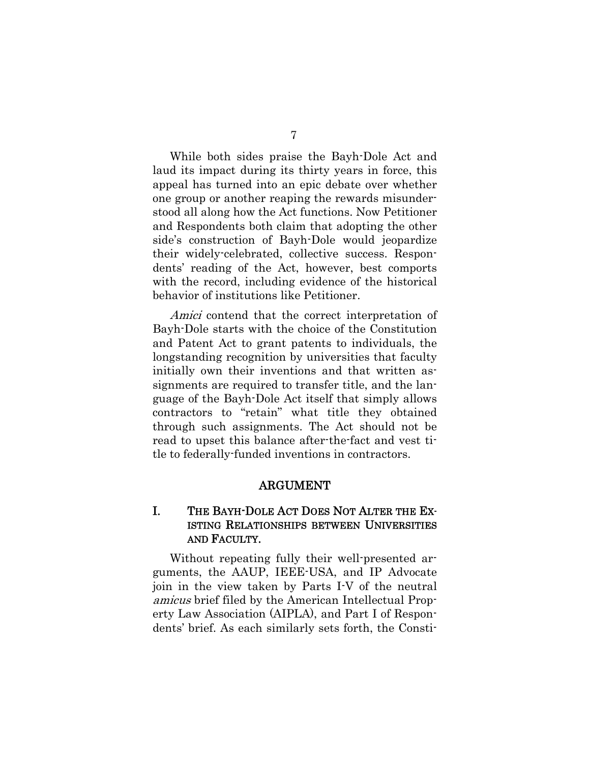While both sides praise the Bayh-Dole Act and laud its impact during its thirty years in force, this appeal has turned into an epic debate over whether one group or another reaping the rewards misunderstood all along how the Act functions. Now Petitioner and Respondents both claim that adopting the other side's construction of Bayh-Dole would jeopardize their widely-celebrated, collective success. Respondents' reading of the Act, however, best comports with the record, including evidence of the historical behavior of institutions like Petitioner.

*Amici* contend that the correct interpretation of Bayh-Dole starts with the choice of the Constitution and Patent Act to grant patents to individuals, the longstanding recognition by universities that faculty initially own their inventions and that written assignments are required to transfer title, and the language of the Bayh-Dole Act itself that simply allows contractors to "retain" what title they obtained through such assignments. The Act should not be read to upset this balance after-the-fact and vest title to federally-funded inventions in contractors.

## ARGUMENT

### I. THE BAYH-DOLE ACT DOES NOT ALTER THE EXISTING RELATIONSHIPS BETWEEN UNIVERSITIES AND FACULTY.

Without repeating fully their well-presented arguments, the AAUP, IEEE-USA, and IP Advocate join in the view taken by Parts I-V of the neutral *amicus* brief filed by the American Intellectual Property Law Association (AIPLA), and Part I of Respondents' brief. As each similarly sets forth, the Consti-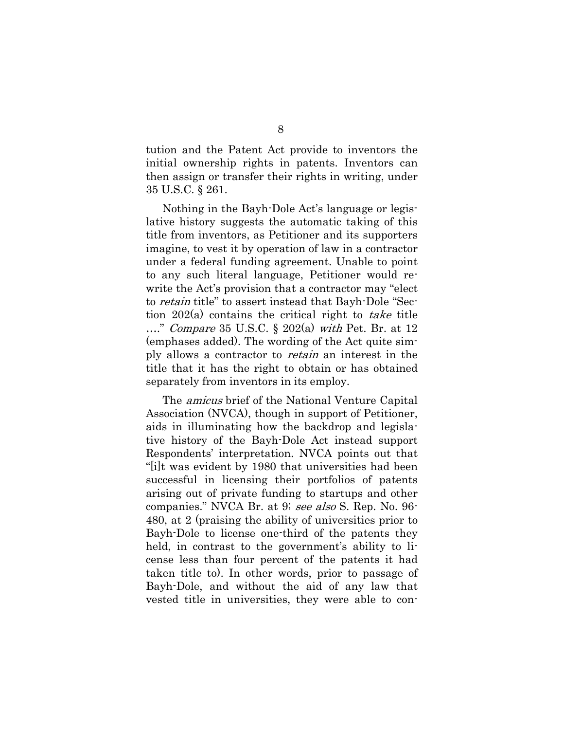tution and the Patent Act provide to inventors the initial ownership rights in patents. Inventors can then assign or transfer their rights in writing, under 35 U.S.C. § 261.

Nothing in the Bayh-Dole Act's language or legislative history suggests the automatic taking of this title from inventors, as Petitioner and its supporters imagine, to vest it by operation of law in a contractor under a federal funding agreement. Unable to point to any such literal language, Petitioner would rewrite the Act's provision that a contractor may "elect to *retain* title" to assert instead that Bayh-Dole "Section 202(a) contains the critical right to *take* title …." *Compare* 35 U.S.C. § 202(a) *with* Pet. Br. at 12 (emphases added). The wording of the Act quite simply allows a contractor to *retain* an interest in the title that it has the right to obtain or has obtained separately from inventors in its employ.

The *amicus* brief of the National Venture Capital Association (NVCA), though in support of Petitioner, aids in illuminating how the backdrop and legislative history of the Bayh-Dole Act instead support Respondents' interpretation. NVCA points out that "[i]t was evident by 1980 that universities had been successful in licensing their portfolios of patents arising out of private funding to startups and other companies." NVCA Br. at 9; *see also* S. Rep. No. 96-480, at 2 (praising the ability of universities prior to Bayh-Dole to license one-third of the patents they held, in contrast to the government's ability to license less than four percent of the patents it had taken title to). In other words, prior to passage of Bayh-Dole, and without the aid of any law that vested title in universities, they were able to con-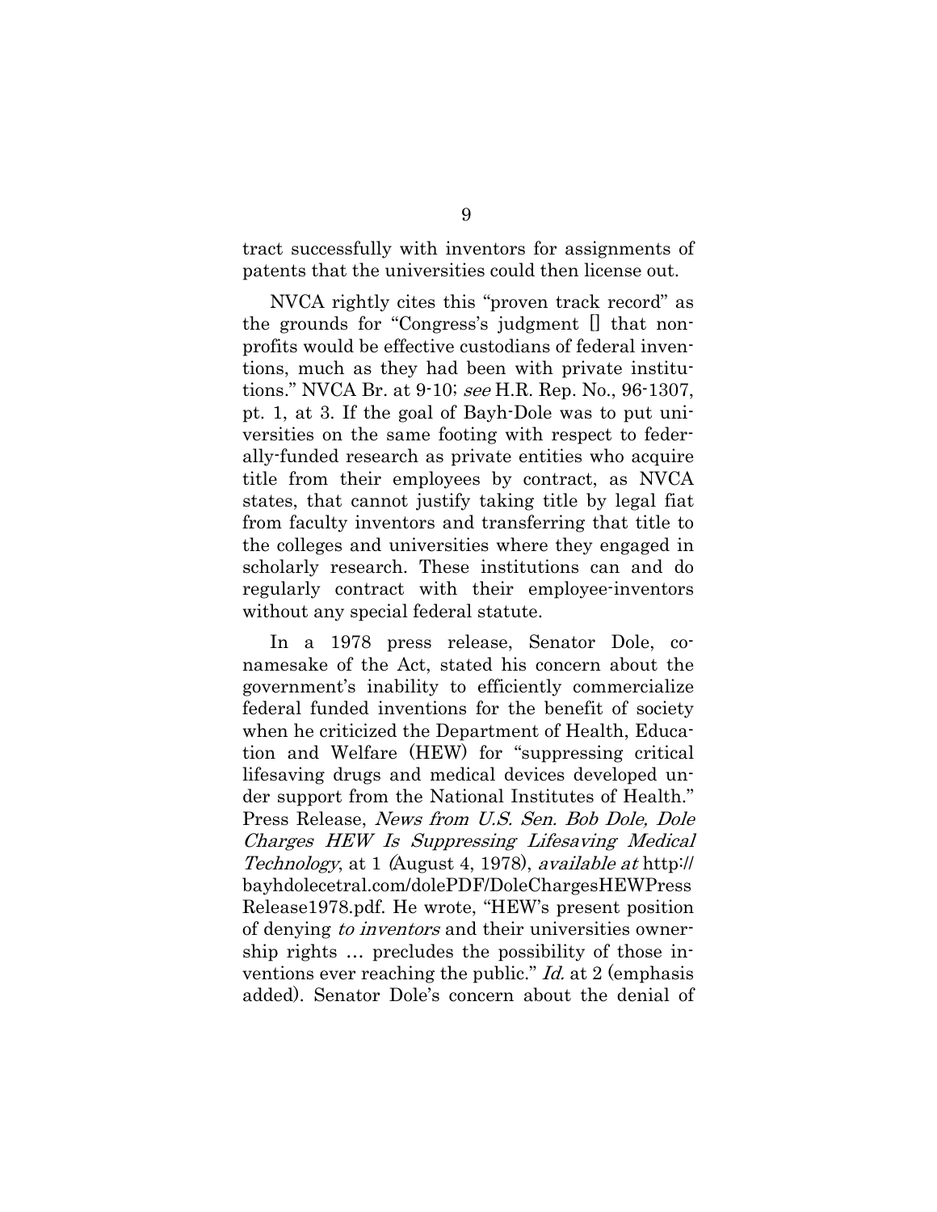tract successfully with inventors for assignments of patents that the universities could then license out.

NVCA rightly cites this "proven track record" as the grounds for "Congress's judgment [] that non-profits would be effective custodians of federal inventions, much as they had been with private institutions." NVCA Br. at 9-10; *see* H.R. Rep. No., 96-1307, pt. 1, at 3. If the goal of Bayh-Dole was to put universities on the same footing with respect to federally-funded research as private entities who acquire title from their employees by contract, as NVCA states, that cannot justify taking title by legal fiat from faculty inventors and transferring that title to the colleges and universities where they engaged in scholarly research. These institutions can and do regularly contract with their employee-inventors without any special federal statute.

In a 1978 press release, Senator Dole, co-namesake of the Act, stated his concern about the government's inability to efficiently commercialize federal funded inventions for the benefit of society when he criticized the Department of Health, Education and Welfare (HEW) for "suppressing critical lifesaving drugs and medical devices developed under support from the National Institutes of Health." Press Release, *News from U.S. Sen. Bob Dole, Dole Charges HEW Is Suppressing Lifesaving Medical Technology*, at 1 (August 4, 1978), *available at* http://bayhdolecetral.com/dolePDF/DoleChargesHEWPressRelease1978.pdf. He wrote, "HEW's present position of denying *to inventors* and their universities ownership rights … precludes the possibility of those inventions ever reaching the public." *Id.* at 2 (emphasis added). Senator Dole's concern about the denial of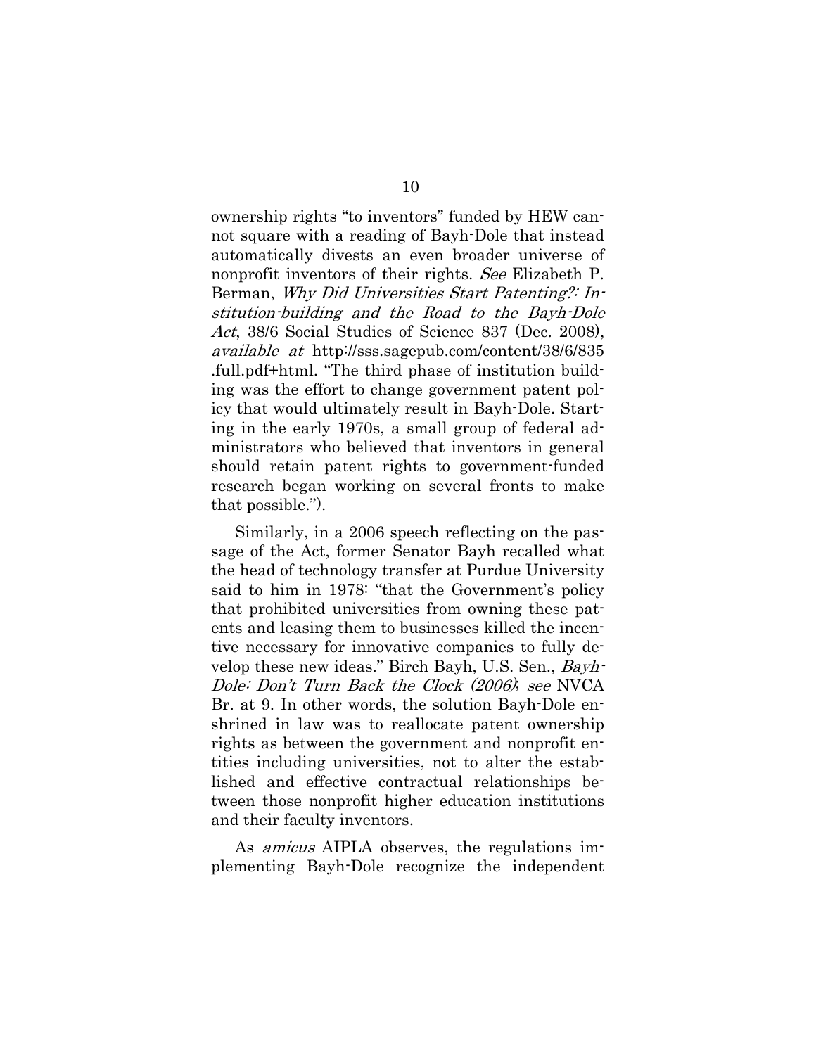ownership rights "to inventors" funded by HEW cannot square with a reading of Bayh-Dole that instead automatically divests an even broader universe of nonprofit inventors of their rights. *See* Elizabeth P. Berman, *Why Did Universities Start Patenting?: Institution-building and the Road to the Bayh-Dole Act*, 38/6 Social Studies of Science 837 (Dec. 2008), *available at* http://sss.sagepub.com/content/38/6/835.full.pdf+html. "The third phase of institution building was the effort to change government patent policy that would ultimately result in Bayh-Dole. Starting in the early 1970s, a small group of federal administrators who believed that inventors in general should retain patent rights to government-funded research began working on several fronts to make that possible.").

Similarly, in a 2006 speech reflecting on the passage of the Act, former Senator Bayh recalled what the head of technology transfer at Purdue University said to him in 1978: "that the Government's policy that prohibited universities from owning these patents and leasing them to businesses killed the incentive necessary for innovative companies to fully develop these new ideas." Birch Bayh, U.S. Sen., *Bayh-Dole: Don't Turn Back the Clock (2006)*; *see* NVCA Br. at 9. In other words, the solution Bayh-Dole enshrined in law was to reallocate patent ownership rights as between the government and nonprofit entities including universities, not to alter the established and effective contractual relationships between those nonprofit higher education institutions and their faculty inventors.

As *amicus* AIPLA observes, the regulations implementing Bayh-Dole recognize the independent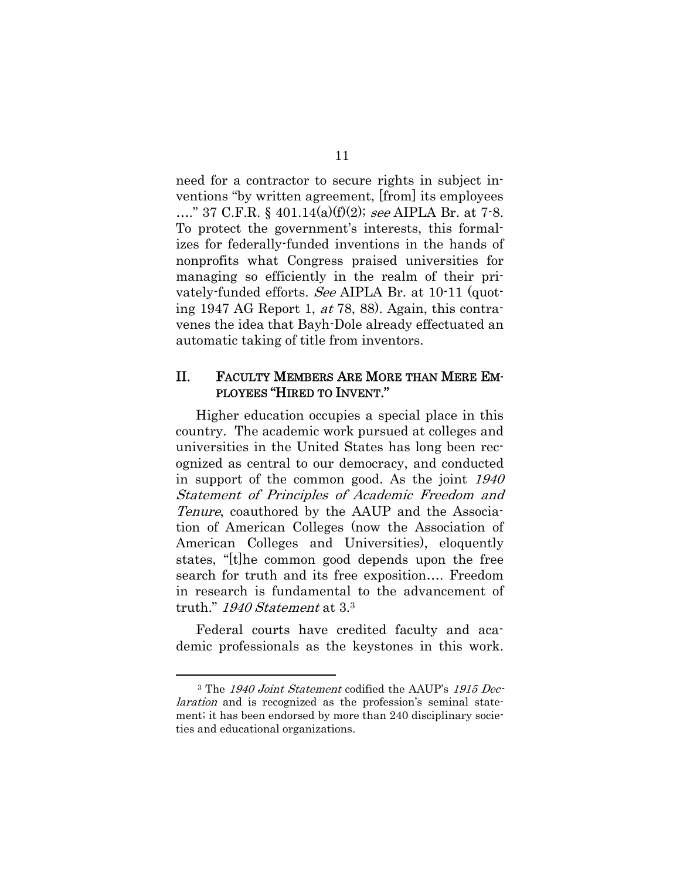need for a contractor to secure rights in subject inventions "by written agreement, [from] its employees …." 37 C.F.R. § 401.14(a)(f)(2); *see* AIPLA Br. at 7-8. To protect the government's interests, this formalizes for federally-funded inventions in the hands of nonprofits what Congress praised universities for managing so efficiently in the realm of their privately-funded efforts. *See* AIPLA Br. at 10-11 (quoting 1947 AG Report 1, *at* 78, 88). Again, this contravenes the idea that Bayh-Dole already effectuated an automatic taking of title from inventors.

## II. FACULTY MEMBERS ARE MORE THAN MERE EMPLOYEES "HIRED TO INVENT."

Higher education occupies a special place in this country. The academic work pursued at colleges and universities in the United States has long been recognized as central to our democracy, and conducted in support of the common good. As the joint *1940 Statement of Principles of Academic Freedom and Tenure*, coauthored by the AAUP and the Association of American Colleges (now the Association of American Colleges and Universities), eloquently states, "[t]he common good depends upon the free search for truth and its free exposition…. Freedom in research is fundamental to the advancement of truth." *1940 Statement* at 3.[3]

Federal courts have credited faculty and academic professionals as the keystones in this work.

[3] The *1940 Joint Statement* codified the AAUP's *1915 Declaration* and is recognized as the profession's seminal statement; it has been endorsed by more than 240 disciplinary societies and educational organizations.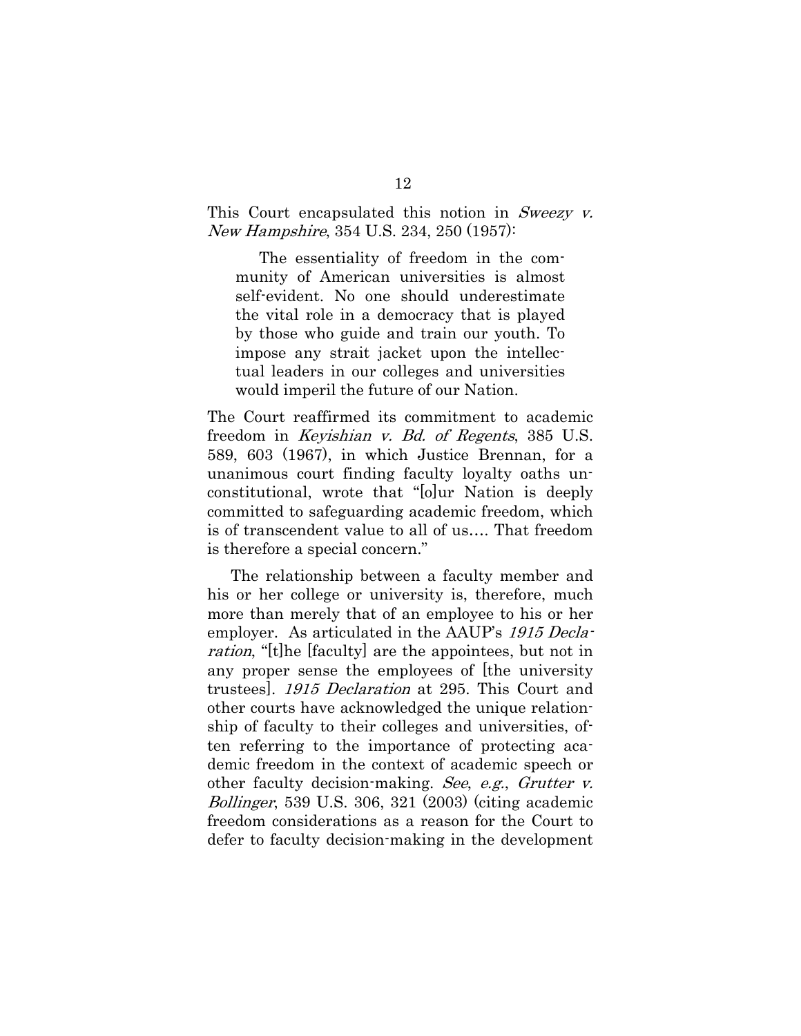This Court encapsulated this notion in *Sweezy v. New Hampshire*, 354 U.S. 234, 250 (1957):

> The essentiality of freedom in the community of American universities is almost self-evident. No one should underestimate the vital role in a democracy that is played by those who guide and train our youth. To impose any strait jacket upon the intellectual leaders in our colleges and universities would imperil the future of our Nation.

The Court reaffirmed its commitment to academic freedom in *Keyishian v. Bd. of Regents*, 385 U.S. 589, 603 (1967), in which Justice Brennan, for a unanimous court finding faculty loyalty oaths unconstitutional, wrote that "[o]ur Nation is deeply committed to safeguarding academic freedom, which is of transcendent value to all of us.... That freedom is therefore a special concern."

The relationship between a faculty member and his or her college or university is, therefore, much more than merely that of an employee to his or her employer. As articulated in the AAUP's *1915 Declaration*, "[t]he [faculty] are the appointees, but not in any proper sense the employees of [the university trustees]. *1915 Declaration* at 295. This Court and other courts have acknowledged the unique relationship of faculty to their colleges and universities, often referring to the importance of protecting academic freedom in the context of academic speech or other faculty decision-making. *See*, *e.g.*, *Grutter v. Bollinger*, 539 U.S. 306, 321 (2003) (citing academic freedom considerations as a reason for the Court to defer to faculty decision-making in the development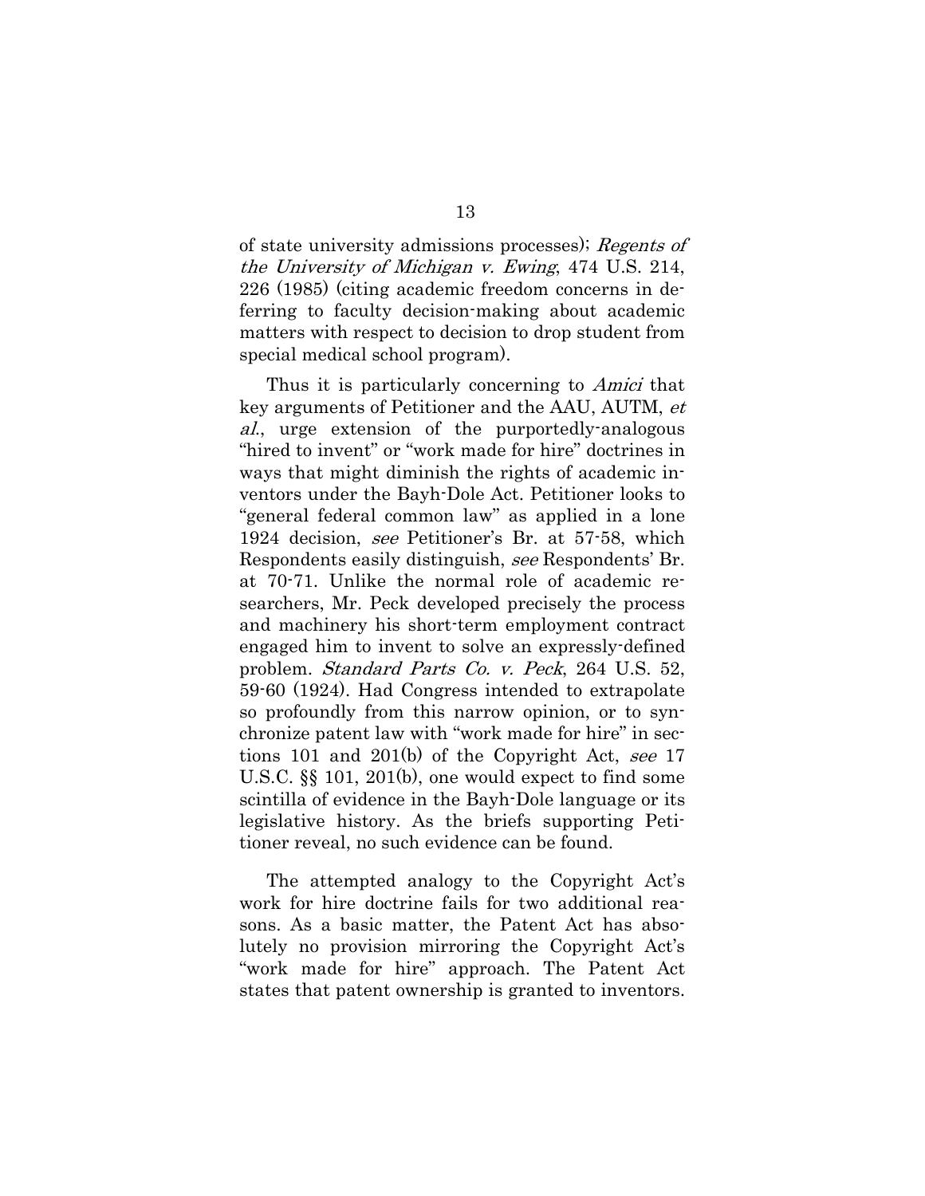of state university admissions processes); *Regents of the University of Michigan v. Ewing*, 474 U.S. 214, 226 (1985) (citing academic freedom concerns in deferring to faculty decision-making about academic matters with respect to decision to drop student from special medical school program).

Thus it is particularly concerning to *Amici* that key arguments of Petitioner and the AAU, AUTM, *et al.*, urge extension of the purportedly-analogous "hired to invent" or "work made for hire" doctrines in ways that might diminish the rights of academic inventors under the Bayh-Dole Act. Petitioner looks to "general federal common law" as applied in a lone 1924 decision, *see* Petitioner's Br. at 57-58, which Respondents easily distinguish, *see* Respondents' Br. at 70-71. Unlike the normal role of academic researchers, Mr. Peck developed precisely the process and machinery his short-term employment contract engaged him to invent to solve an expressly-defined problem. *Standard Parts Co. v. Peck*, 264 U.S. 52, 59-60 (1924). Had Congress intended to extrapolate so profoundly from this narrow opinion, or to synchronize patent law with "work made for hire" in sections 101 and 201(b) of the Copyright Act, *see* 17 U.S.C. §§ 101, 201(b), one would expect to find some scintilla of evidence in the Bayh-Dole language or its legislative history. As the briefs supporting Petitioner reveal, no such evidence can be found.

The attempted analogy to the Copyright Act's work for hire doctrine fails for two additional reasons. As a basic matter, the Patent Act has absolutely no provision mirroring the Copyright Act's "work made for hire" approach. The Patent Act states that patent ownership is granted to inventors.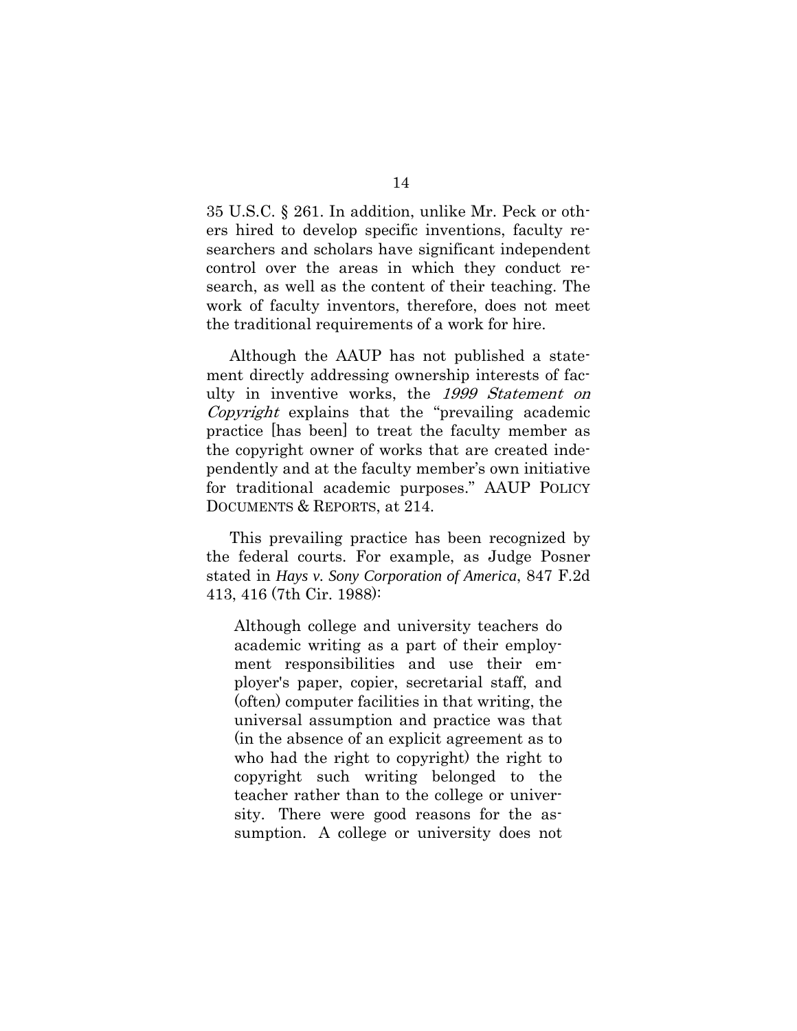35 U.S.C. § 261. In addition, unlike Mr. Peck or others hired to develop specific inventions, faculty researchers and scholars have significant independent control over the areas in which they conduct research, as well as the content of their teaching. The work of faculty inventors, therefore, does not meet the traditional requirements of a work for hire.

Although the AAUP has not published a statement directly addressing ownership interests of faculty in inventive works, the *1999 Statement on Copyright* explains that the "prevailing academic practice [has been] to treat the faculty member as the copyright owner of works that are created independently and at the faculty member's own initiative for traditional academic purposes." AAUP POLICY DOCUMENTS & REPORTS, at 214.

This prevailing practice has been recognized by the federal courts. For example, as Judge Posner stated in *Hays v. Sony Corporation of America*, 847 F.2d 413, 416 (7th Cir. 1988):

> Although college and university teachers do academic writing as a part of their employment responsibilities and use their employer's paper, copier, secretarial staff, and (often) computer facilities in that writing, the universal assumption and practice was that (in the absence of an explicit agreement as to who had the right to copyright) the right to copyright such writing belonged to the teacher rather than to the college or university. There were good reasons for the assumption. A college or university does not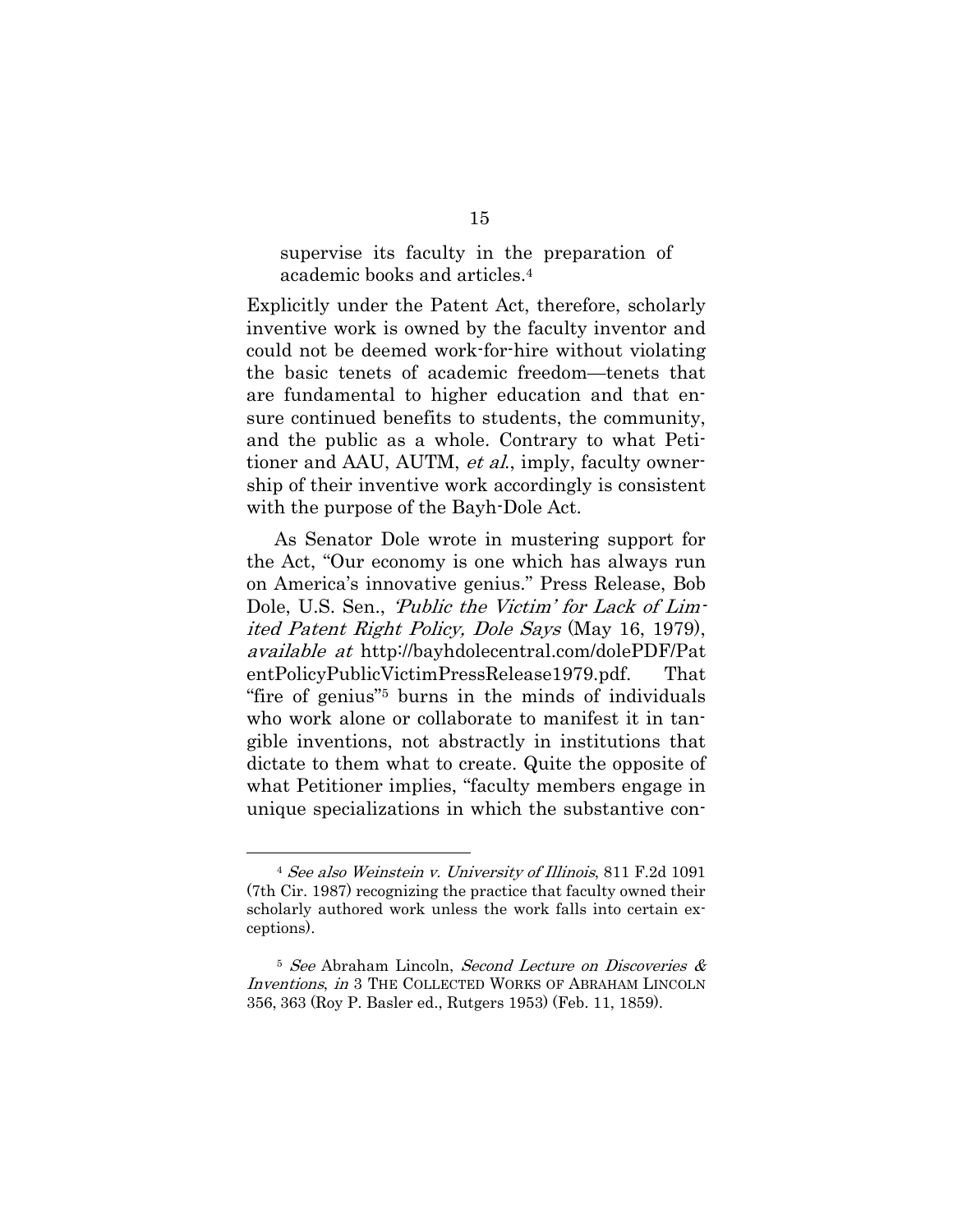> supervise its faculty in the preparation of academic books and articles.[4]

Explicitly under the Patent Act, therefore, scholarly inventive work is owned by the faculty inventor and could not be deemed work-for-hire without violating the basic tenets of academic freedom—tenets that are fundamental to higher education and that ensure continued benefits to students, the community, and the public as a whole. Contrary to what Petitioner and AAU, AUTM, *et al.*, imply, faculty ownership of their inventive work accordingly is consistent with the purpose of the Bayh-Dole Act.

As Senator Dole wrote in mustering support for the Act, "Our economy is one which has always run on America's innovative genius." Press Release, Bob Dole, U.S. Sen., *'Public the Victim' for Lack of Limited Patent Right Policy, Dole Says* (May 16, 1979), *available at* http://bayhdolecentral.com/dolePDF/PatentPolicyPublicVictimPressRelease1979.pdf. That "fire of genius"[5] burns in the minds of individuals who work alone or collaborate to manifest it in tangible inventions, not abstractly in institutions that dictate to them what to create. Quite the opposite of what Petitioner implies, "faculty members engage in unique specializations in which the substantive con-

---

[4] *See also Weinstein v. University of Illinois*, 811 F.2d 1091 (7th Cir. 1987) recognizing the practice that faculty owned their scholarly authored work unless the work falls into certain exceptions).

[5] *See* Abraham Lincoln, *Second Lecture on Discoveries & Inventions*, *in* 3 THE COLLECTED WORKS OF ABRAHAM LINCOLN 356, 363 (Roy P. Basler ed., Rutgers 1953) (Feb. 11, 1859).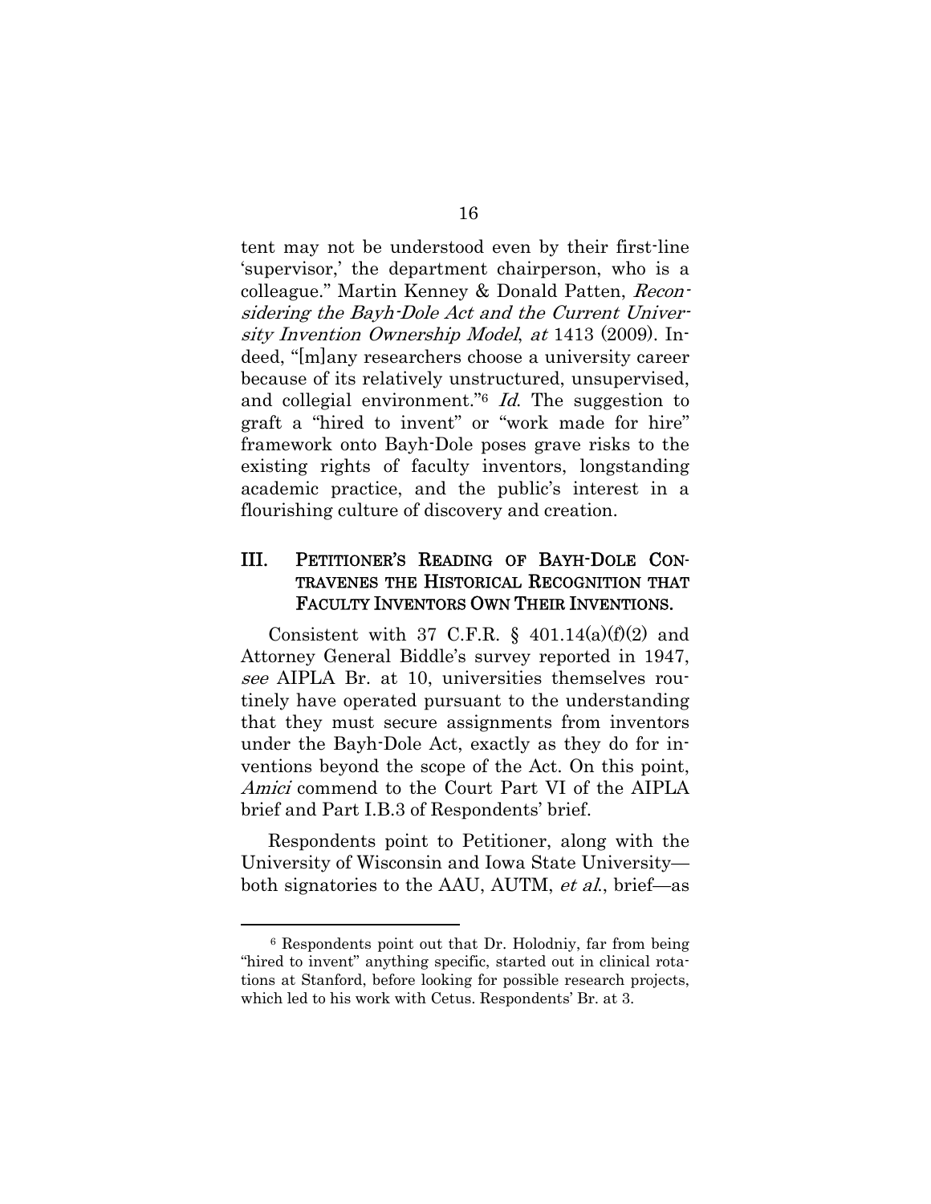tent may not be understood even by their first-line 'supervisor,' the department chairperson, who is a colleague." Martin Kenney & Donald Patten, *Reconsidering the Bayh-Dole Act and the Current University Invention Ownership Model*, *at* 1413 (2009). Indeed, "[m]any researchers choose a university career because of its relatively unstructured, unsupervised, and collegial environment."[6] *Id.* The suggestion to graft a "hired to invent" or "work made for hire" framework onto Bayh-Dole poses grave risks to the existing rights of faculty inventors, longstanding academic practice, and the public's interest in a flourishing culture of discovery and creation.

## III. PETITIONER'S READING OF BAYH-DOLE CONTRAVENES THE HISTORICAL RECOGNITION THAT FACULTY INVENTORS OWN THEIR INVENTIONS.

Consistent with 37 C.F.R. § 401.14(a)(f)(2) and Attorney General Biddle's survey reported in 1947, *see* AIPLA Br. at 10, universities themselves routinely have operated pursuant to the understanding that they must secure assignments from inventors under the Bayh-Dole Act, exactly as they do for inventions beyond the scope of the Act. On this point, *Amici* commend to the Court Part VI of the AIPLA brief and Part I.B.3 of Respondents' brief.

Respondents point to Petitioner, along with the University of Wisconsin and Iowa State University—both signatories to the AAU, AUTM, *et al.*, brief—as

---

[6] Respondents point out that Dr. Holodniy, far from being "hired to invent" anything specific, started out in clinical rotations at Stanford, before looking for possible research projects, which led to his work with Cetus. Respondents' Br. at 3.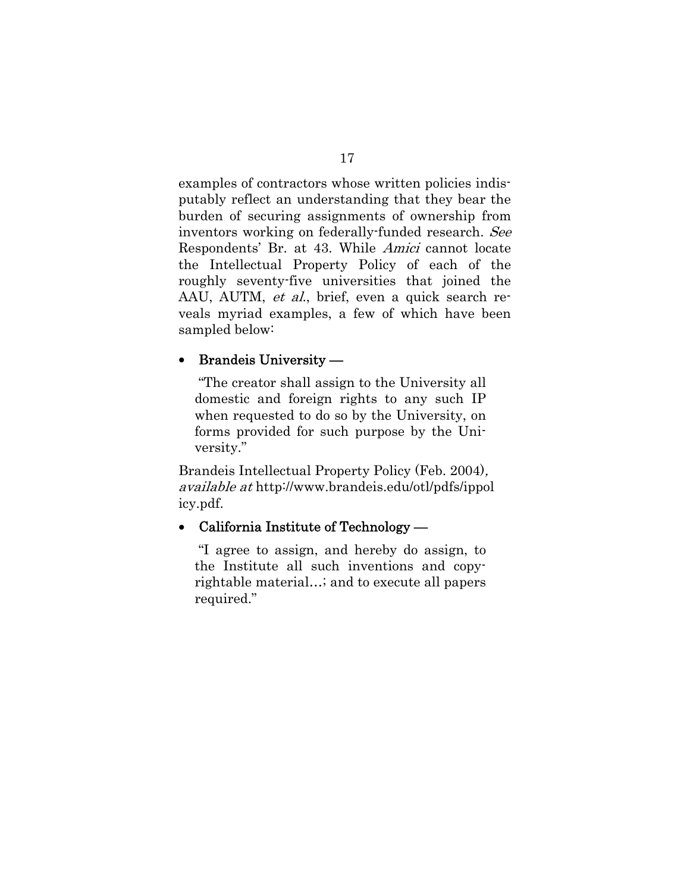examples of contractors whose written policies indisputably reflect an understanding that they bear the burden of securing assignments of ownership from inventors working on federally-funded research. *See* Respondents' Br. at 43. While *Amici* cannot locate the Intellectual Property Policy of each of the roughly seventy-five universities that joined the AAU, AUTM, *et al.*, brief, even a quick search reveals myriad examples, a few of which have been sampled below:

- **Brandeis University —**

  "The creator shall assign to the University all domestic and foreign rights to any such IP when requested to do so by the University, on forms provided for such purpose by the University."

Brandeis Intellectual Property Policy (Feb. 2004), *available at* http://www.brandeis.edu/otl/pdfs/ippolicy.pdf.

- **California Institute of Technology —**

  "I agree to assign, and hereby do assign, to the Institute all such inventions and copyrightable material…; and to execute all papers required."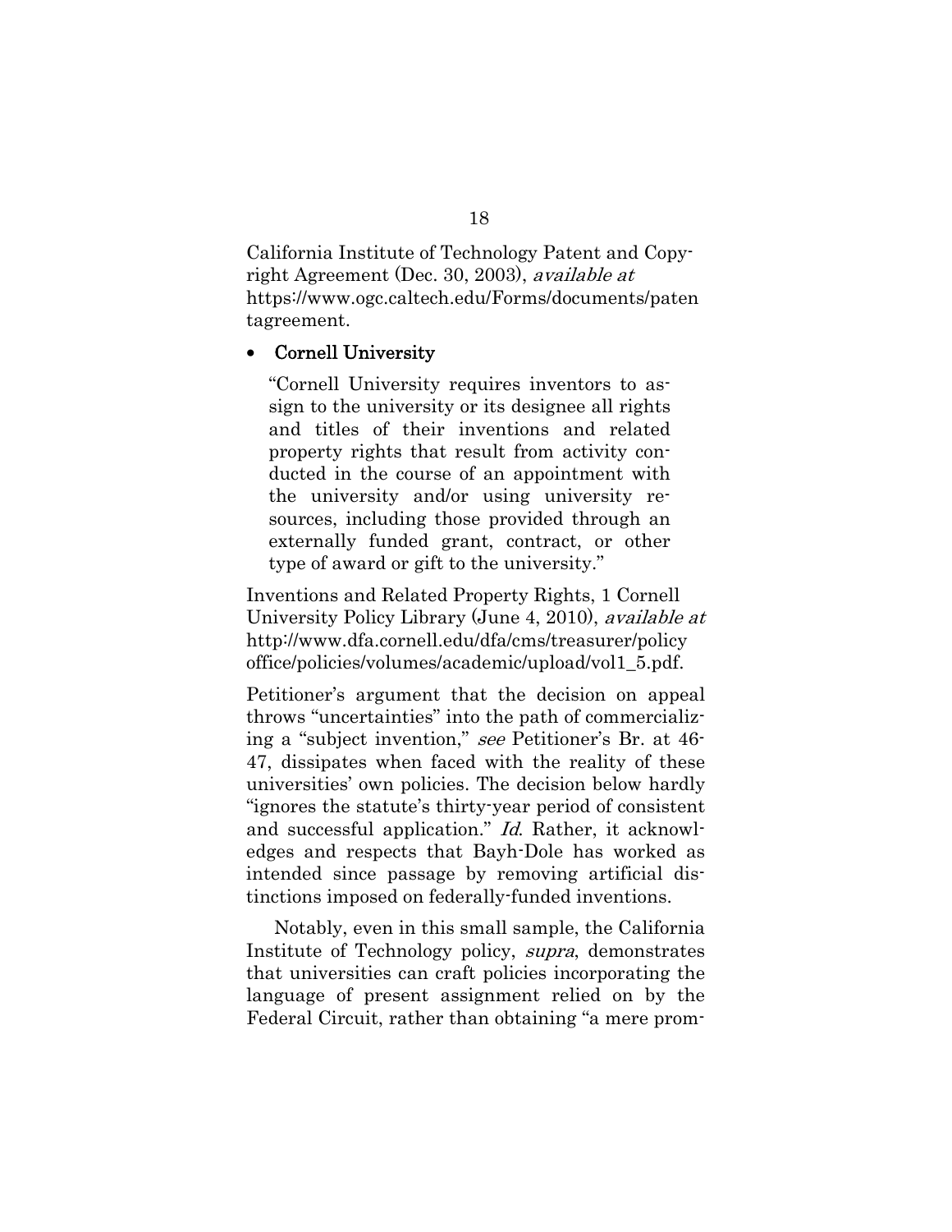California Institute of Technology Patent and Copyright Agreement (Dec. 30, 2003), *available at* https://www.ogc.caltech.edu/Forms/documents/patentagreement.

- **Cornell University**

  "Cornell University requires inventors to assign to the university or its designee all rights and titles of their inventions and related property rights that result from activity conducted in the course of an appointment with the university and/or using university resources, including those provided through an externally funded grant, contract, or other type of award or gift to the university."

Inventions and Related Property Rights, 1 Cornell University Policy Library (June 4, 2010), *available at* http://www.dfa.cornell.edu/dfa/cms/treasurer/policyoffice/policies/volumes/academic/upload/vol1_5.pdf.

Petitioner's argument that the decision on appeal throws "uncertainties" into the path of commercializing a "subject invention," *see* Petitioner's Br. at 46-47, dissipates when faced with the reality of these universities' own policies. The decision below hardly "ignores the statute's thirty-year period of consistent and successful application." *Id.* Rather, it acknowledges and respects that Bayh-Dole has worked as intended since passage by removing artificial distinctions imposed on federally-funded inventions.

Notably, even in this small sample, the California Institute of Technology policy, *supra*, demonstrates that universities can craft policies incorporating the language of present assignment relied on by the Federal Circuit, rather than obtaining "a mere prom-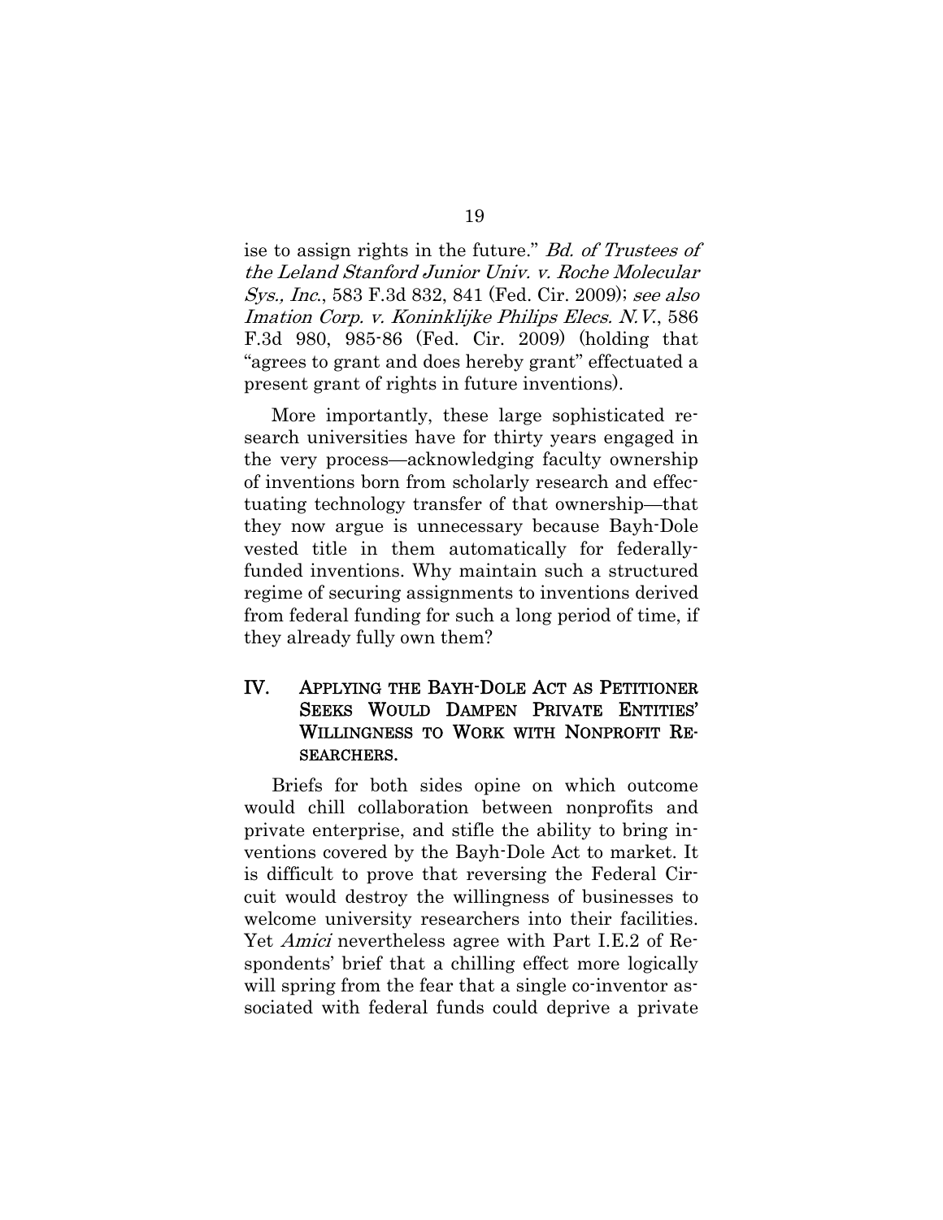ise to assign rights in the future." *Bd. of Trustees of the Leland Stanford Junior Univ. v. Roche Molecular Sys., Inc.*, 583 F.3d 832, 841 (Fed. Cir. 2009); *see also Imation Corp. v. Koninklijke Philips Elecs. N.V.*, 586 F.3d 980, 985-86 (Fed. Cir. 2009) (holding that "agrees to grant and does hereby grant" effectuated a present grant of rights in future inventions).

More importantly, these large sophisticated research universities have for thirty years engaged in the very process—acknowledging faculty ownership of inventions born from scholarly research and effectuating technology transfer of that ownership—that they now argue is unnecessary because Bayh-Dole vested title in them automatically for federally-funded inventions. Why maintain such a structured regime of securing assignments to inventions derived from federal funding for such a long period of time, if they already fully own them?

## IV. APPLYING THE BAYH-DOLE ACT AS PETITIONER SEEKS WOULD DAMPEN PRIVATE ENTITIES' WILLINGNESS TO WORK WITH NONPROFIT RESEARCHERS.

Briefs for both sides opine on which outcome would chill collaboration between nonprofits and private enterprise, and stifle the ability to bring inventions covered by the Bayh-Dole Act to market. It is difficult to prove that reversing the Federal Circuit would destroy the willingness of businesses to welcome university researchers into their facilities. Yet *Amici* nevertheless agree with Part I.E.2 of Respondents' brief that a chilling effect more logically will spring from the fear that a single co-inventor associated with federal funds could deprive a private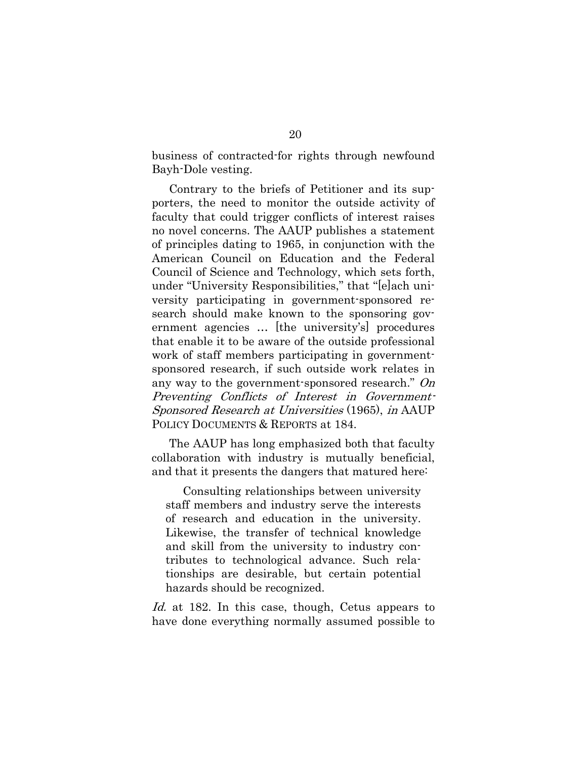business of contracted-for rights through newfound Bayh-Dole vesting.

Contrary to the briefs of Petitioner and its supporters, the need to monitor the outside activity of faculty that could trigger conflicts of interest raises no novel concerns. The AAUP publishes a statement of principles dating to 1965, in conjunction with the American Council on Education and the Federal Council of Science and Technology, which sets forth, under "University Responsibilities," that "[e]ach university participating in government-sponsored research should make known to the sponsoring government agencies … [the university's] procedures that enable it to be aware of the outside professional work of staff members participating in government-sponsored research, if such outside work relates in any way to the government-sponsored research." *On Preventing Conflicts of Interest in Government-Sponsored Research at Universities* (1965), *in* AAUP POLICY DOCUMENTS & REPORTS at 184.

The AAUP has long emphasized both that faculty collaboration with industry is mutually beneficial, and that it presents the dangers that matured here:

> Consulting relationships between university staff members and industry serve the interests of research and education in the university. Likewise, the transfer of technical knowledge and skill from the university to industry contributes to technological advance. Such relationships are desirable, but certain potential hazards should be recognized.

*Id.* at 182. In this case, though, Cetus appears to have done everything normally assumed possible to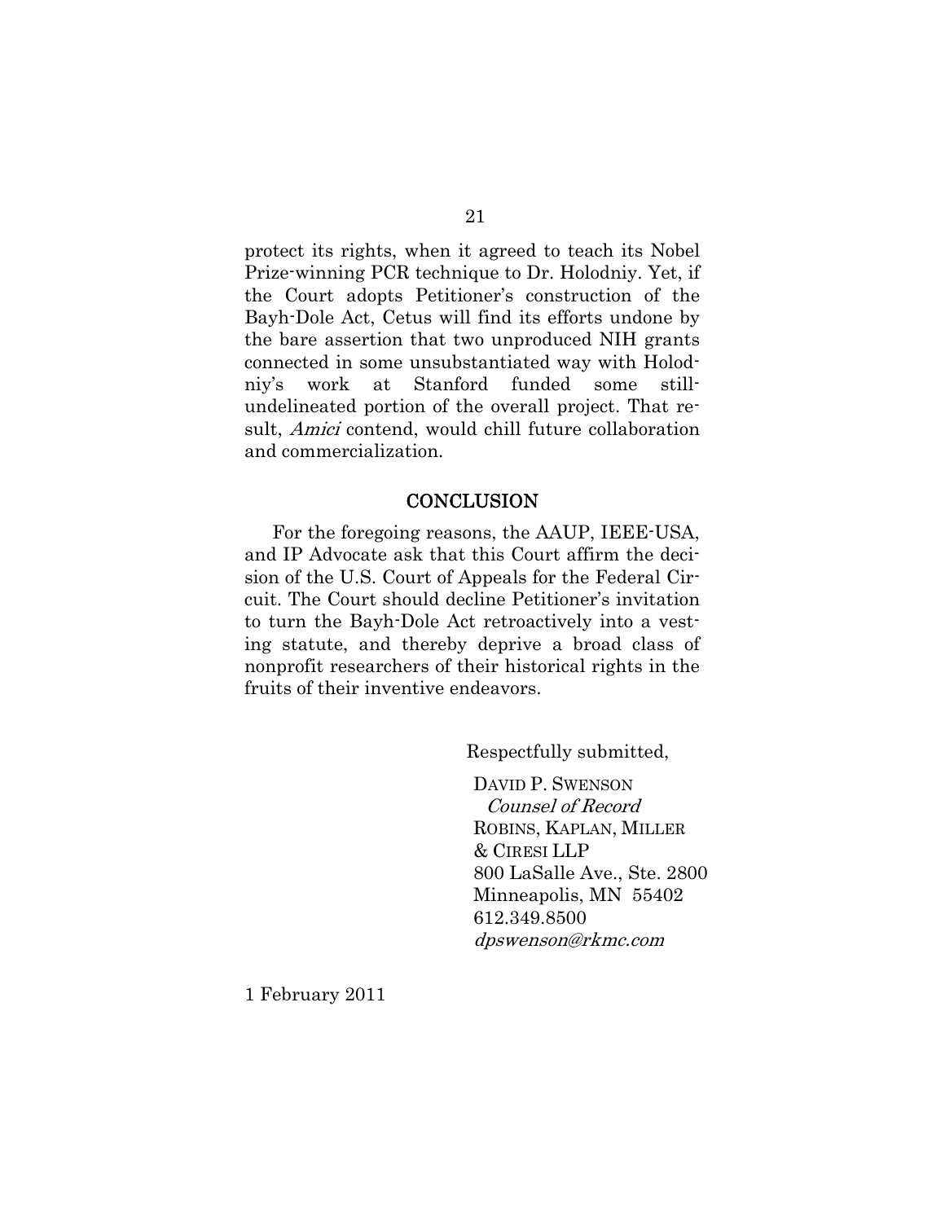protect its rights, when it agreed to teach its Nobel Prize-winning PCR technique to Dr. Holodniy. Yet, if the Court adopts Petitioner's construction of the Bayh-Dole Act, Cetus will find its efforts undone by the bare assertion that two unproduced NIH grants connected in some unsubstantiated way with Holodniy's work at Stanford funded some still-undelineated portion of the overall project. That result, *Amici* contend, would chill future collaboration and commercialization.

## CONCLUSION

For the foregoing reasons, the AAUP, IEEE-USA, and IP Advocate ask that this Court affirm the decision of the U.S. Court of Appeals for the Federal Circuit. The Court should decline Petitioner's invitation to turn the Bayh-Dole Act retroactively into a vesting statute, and thereby deprive a broad class of nonprofit researchers of their historical rights in the fruits of their inventive endeavors.

Respectfully submitted,

DAVID P. SWENSON
*Counsel of Record*
ROBINS, KAPLAN, MILLER & CIRESI LLP
800 LaSalle Ave., Ste. 2800
Minneapolis, MN 55402
612.349.8500
*dpswenson@rkmc.com*

1 February 2011